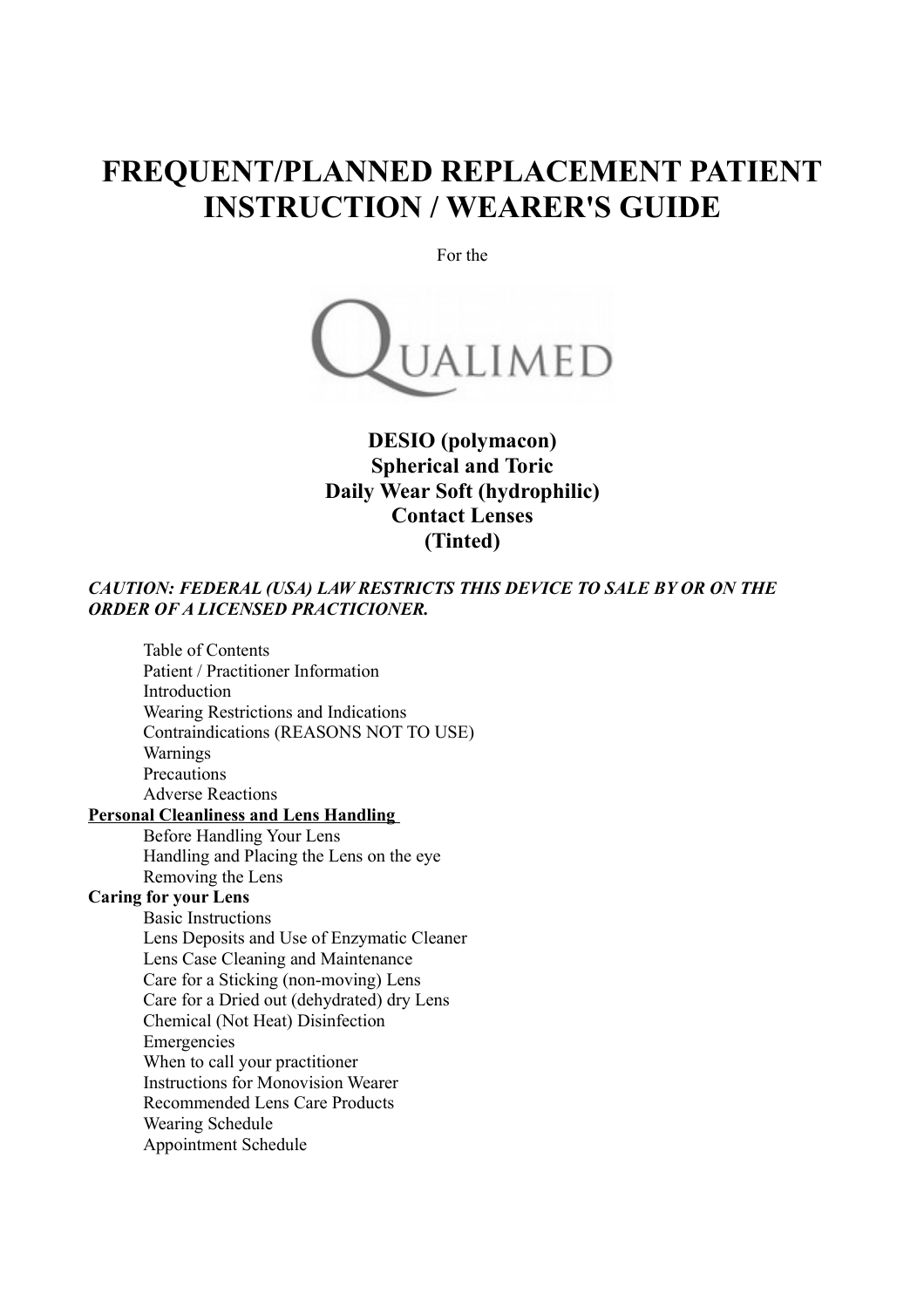# FREQUENT/PLANNED REPLACEMENT PATIENT INSTRUCTION / WEARER'S GUIDE

For the

QUALIMED

**DESIO (polymacon)**
**Spherical and Toric**
**Daily Wear Soft (hydrophilic)**
**Contact Lenses**
**(Tinted)**

***CAUTION: FEDERAL (USA) LAW RESTRICTS THIS DEVICE TO SALE BY OR ON THE ORDER OF A LICENSED PRACTICIONER.***

- Table of Contents
- Patient / Practitioner Information
- Introduction
- Wearing Restrictions and Indications
- Contraindications (REASONS NOT TO USE)
- Warnings
- Precautions
- Adverse Reactions

**Personal Cleanliness and Lens Handling**

- Before Handling Your Lens
- Handling and Placing the Lens on the eye
- Removing the Lens

**Caring for your Lens**

- Basic Instructions
- Lens Deposits and Use of Enzymatic Cleaner
- Lens Case Cleaning and Maintenance
- Care for a Sticking (non-moving) Lens
- Care for a Dried out (dehydrated) dry Lens
- Chemical (Not Heat) Disinfection
- Emergencies
- When to call your practitioner
- Instructions for Monovision Wearer
- Recommended Lens Care Products
- Wearing Schedule
- Appointment Schedule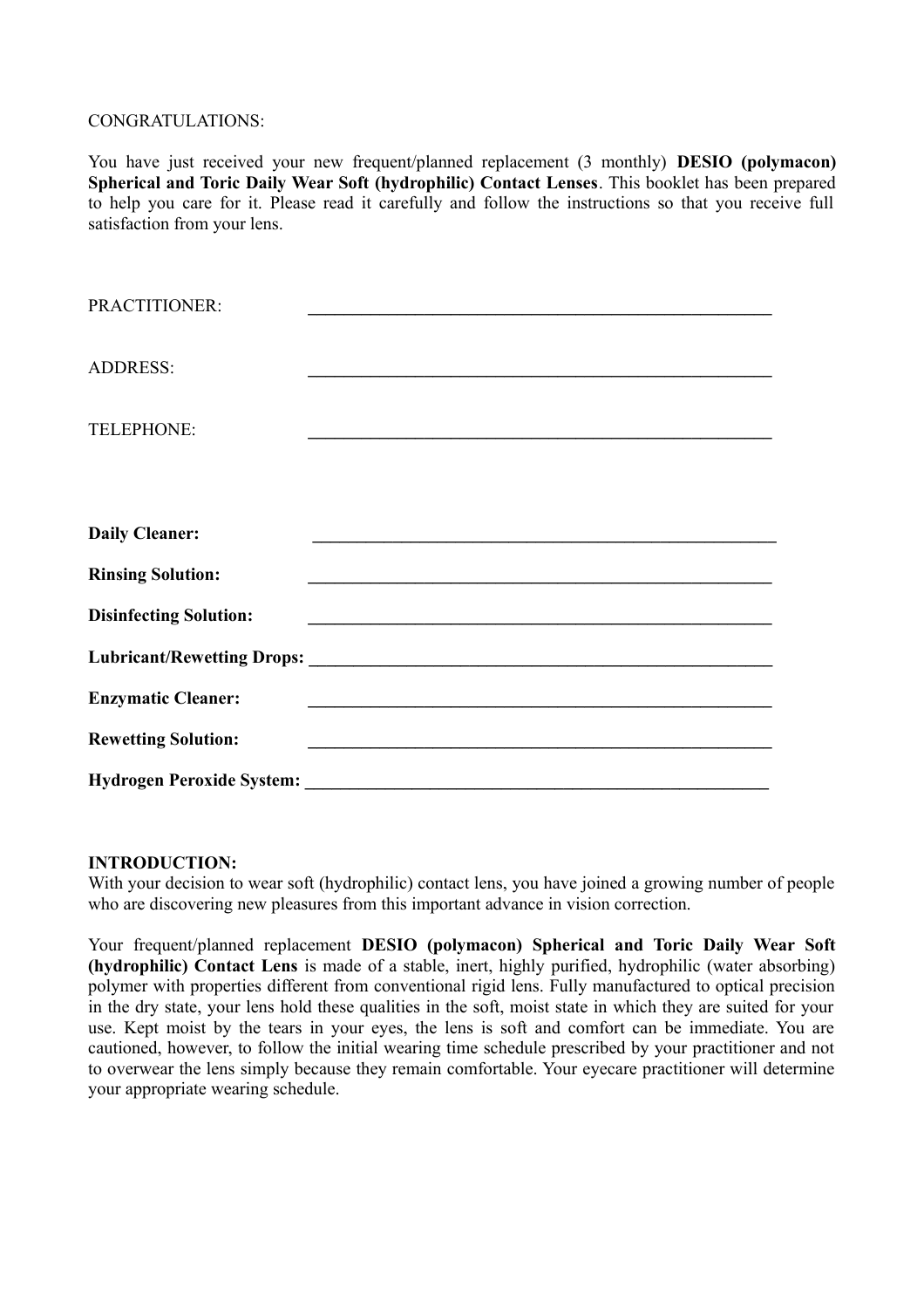CONGRATULATIONS:

You have just received your new frequent/planned replacement (3 monthly) **DESIO (polymacon) Spherical and Toric Daily Wear Soft (hydrophilic) Contact Lenses**. This booklet has been prepared to help you care for it. Please read it carefully and follow the instructions so that you receive full satisfaction from your lens.

PRACTITIONER: ______________________________________________________

ADDRESS: ______________________________________________________

TELEPHONE: ______________________________________________________

**Daily Cleaner:** ______________________________________________________

**Rinsing Solution:** ______________________________________________________

**Disinfecting Solution:** ______________________________________________________

**Lubricant/Rewetting Drops:** ______________________________________________________

**Enzymatic Cleaner:** ______________________________________________________

**Rewetting Solution:** ______________________________________________________

**Hydrogen Peroxide System:** ______________________________________________________

**INTRODUCTION:**

With your decision to wear soft (hydrophilic) contact lens, you have joined a growing number of people who are discovering new pleasures from this important advance in vision correction.

Your frequent/planned replacement **DESIO (polymacon) Spherical and Toric Daily Wear Soft (hydrophilic) Contact Lens** is made of a stable, inert, highly purified, hydrophilic (water absorbing) polymer with properties different from conventional rigid lens. Fully manufactured to optical precision in the dry state, your lens hold these qualities in the soft, moist state in which they are suited for your use. Kept moist by the tears in your eyes, the lens is soft and comfort can be immediate. You are cautioned, however, to follow the initial wearing time schedule prescribed by your practitioner and not to overwear the lens simply because they remain comfortable. Your eyecare practitioner will determine your appropriate wearing schedule.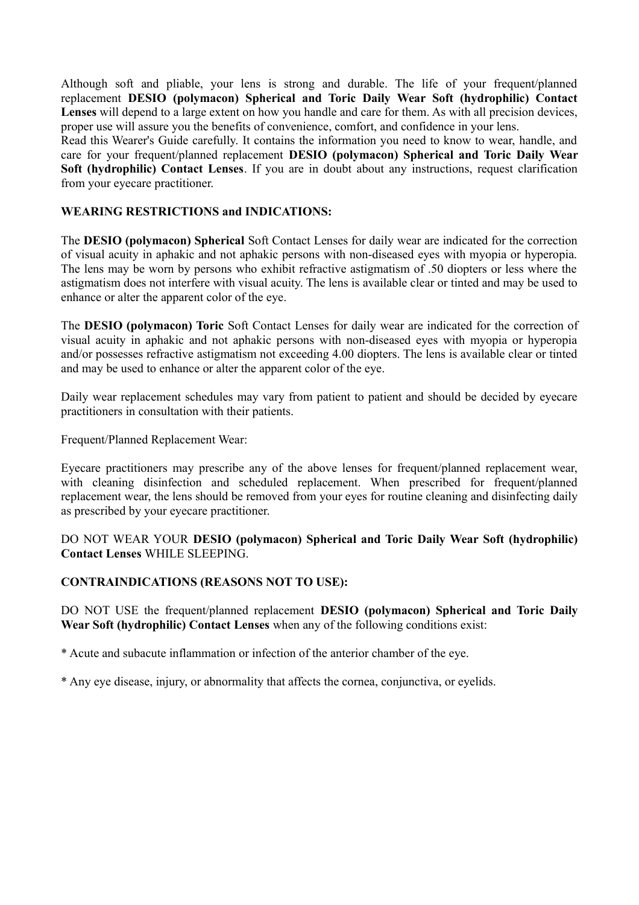Although soft and pliable, your lens is strong and durable. The life of your frequent/planned replacement **DESIO (polymacon) Spherical and Toric Daily Wear Soft (hydrophilic) Contact Lenses** will depend to a large extent on how you handle and care for them. As with all precision devices, proper use will assure you the benefits of convenience, comfort, and confidence in your lens.

Read this Wearer's Guide carefully. It contains the information you need to know to wear, handle, and care for your frequent/planned replacement **DESIO (polymacon) Spherical and Toric Daily Wear Soft (hydrophilic) Contact Lenses**. If you are in doubt about any instructions, request clarification from your eyecare practitioner.

**WEARING RESTRICTIONS and INDICATIONS:**

The **DESIO (polymacon) Spherical** Soft Contact Lenses for daily wear are indicated for the correction of visual acuity in aphakic and not aphakic persons with non-diseased eyes with myopia or hyperopia. The lens may be worn by persons who exhibit refractive astigmatism of .50 diopters or less where the astigmatism does not interfere with visual acuity. The lens is available clear or tinted and may be used to enhance or alter the apparent color of the eye.

The **DESIO (polymacon) Toric** Soft Contact Lenses for daily wear are indicated for the correction of visual acuity in aphakic and not aphakic persons with non-diseased eyes with myopia or hyperopia and/or possesses refractive astigmatism not exceeding 4.00 diopters. The lens is available clear or tinted and may be used to enhance or alter the apparent color of the eye.

Daily wear replacement schedules may vary from patient to patient and should be decided by eyecare practitioners in consultation with their patients.

Frequent/Planned Replacement Wear:

Eyecare practitioners may prescribe any of the above lenses for frequent/planned replacement wear, with cleaning disinfection and scheduled replacement. When prescribed for frequent/planned replacement wear, the lens should be removed from your eyes for routine cleaning and disinfecting daily as prescribed by your eyecare practitioner.

DO NOT WEAR YOUR **DESIO (polymacon) Spherical and Toric Daily Wear Soft (hydrophilic) Contact Lenses** WHILE SLEEPING.

**CONTRAINDICATIONS (REASONS NOT TO USE):**

DO NOT USE the frequent/planned replacement **DESIO (polymacon) Spherical and Toric Daily Wear Soft (hydrophilic) Contact Lenses** when any of the following conditions exist:

* Acute and subacute inflammation or infection of the anterior chamber of the eye.

* Any eye disease, injury, or abnormality that affects the cornea, conjunctiva, or eyelids.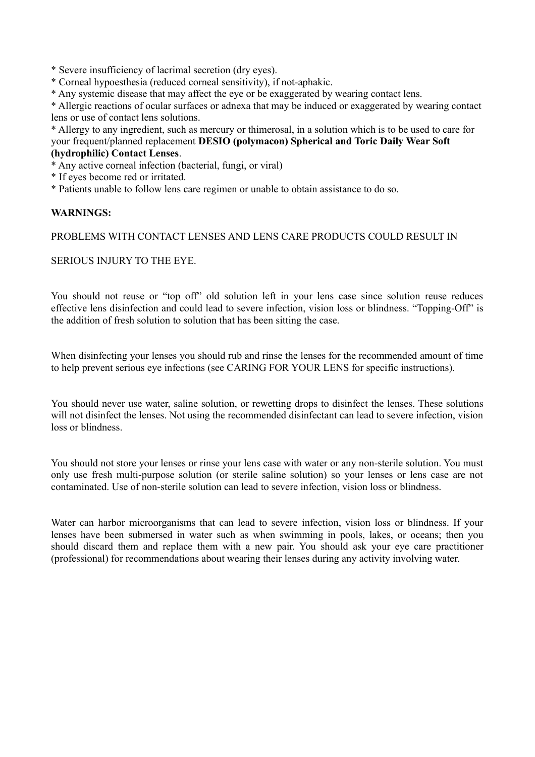* Severe insufficiency of lacrimal secretion (dry eyes).
* Corneal hypoesthesia (reduced corneal sensitivity), if not-aphakic.
* Any systemic disease that may affect the eye or be exaggerated by wearing contact lens.
* Allergic reactions of ocular surfaces or adnexa that may be induced or exaggerated by wearing contact lens or use of contact lens solutions.
* Allergy to any ingredient, such as mercury or thimerosal, in a solution which is to be used to care for your frequent/planned replacement **DESIO (polymacon) Spherical and Toric Daily Wear Soft (hydrophilic) Contact Lenses**.
* Any active corneal infection (bacterial, fungi, or viral)
* If eyes become red or irritated.
* Patients unable to follow lens care regimen or unable to obtain assistance to do so.

**WARNINGS:**

PROBLEMS WITH CONTACT LENSES AND LENS CARE PRODUCTS COULD RESULT IN

SERIOUS INJURY TO THE EYE.

You should not reuse or "top off" old solution left in your lens case since solution reuse reduces effective lens disinfection and could lead to severe infection, vision loss or blindness. "Topping-Off" is the addition of fresh solution to solution that has been sitting the case.

When disinfecting your lenses you should rub and rinse the lenses for the recommended amount of time to help prevent serious eye infections (see CARING FOR YOUR LENS for specific instructions).

You should never use water, saline solution, or rewetting drops to disinfect the lenses. These solutions will not disinfect the lenses. Not using the recommended disinfectant can lead to severe infection, vision loss or blindness.

You should not store your lenses or rinse your lens case with water or any non-sterile solution. You must only use fresh multi-purpose solution (or sterile saline solution) so your lenses or lens case are not contaminated. Use of non-sterile solution can lead to severe infection, vision loss or blindness.

Water can harbor microorganisms that can lead to severe infection, vision loss or blindness. If your lenses have been submersed in water such as when swimming in pools, lakes, or oceans; then you should discard them and replace them with a new pair. You should ask your eye care practitioner (professional) for recommendations about wearing their lenses during any activity involving water.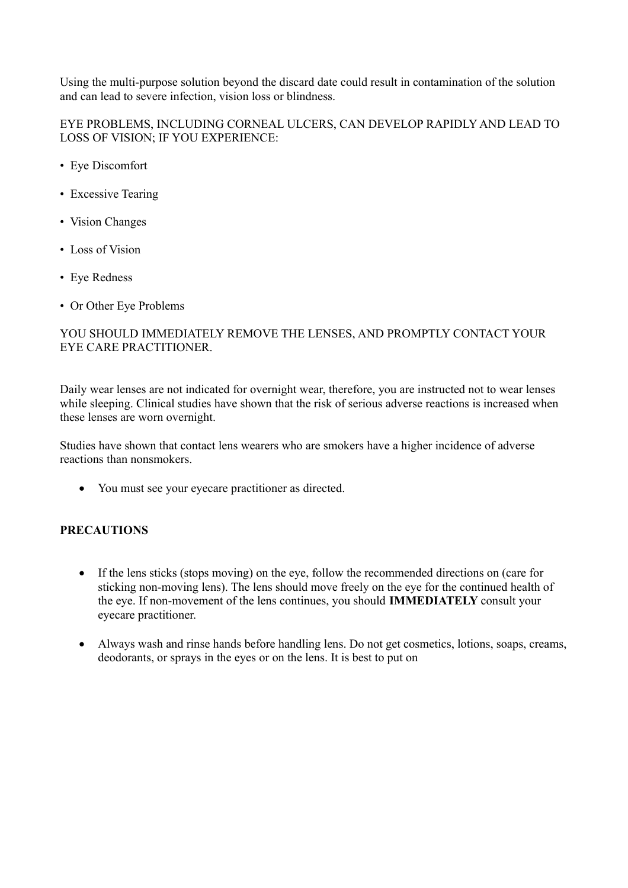Using the multi-purpose solution beyond the discard date could result in contamination of the solution and can lead to severe infection, vision loss or blindness.

EYE PROBLEMS, INCLUDING CORNEAL ULCERS, CAN DEVELOP RAPIDLY AND LEAD TO LOSS OF VISION; IF YOU EXPERIENCE:

- Eye Discomfort
- Excessive Tearing
- Vision Changes
- Loss of Vision
- Eye Redness
- Or Other Eye Problems

YOU SHOULD IMMEDIATELY REMOVE THE LENSES, AND PROMPTLY CONTACT YOUR EYE CARE PRACTITIONER.

Daily wear lenses are not indicated for overnight wear, therefore, you are instructed not to wear lenses while sleeping. Clinical studies have shown that the risk of serious adverse reactions is increased when these lenses are worn overnight.

Studies have shown that contact lens wearers who are smokers have a higher incidence of adverse reactions than nonsmokers.

- You must see your eyecare practitioner as directed.

**PRECAUTIONS**

- If the lens sticks (stops moving) on the eye, follow the recommended directions on (care for sticking non-moving lens). The lens should move freely on the eye for the continued health of the eye. If non-movement of the lens continues, you should **IMMEDIATELY** consult your eyecare practitioner.
- Always wash and rinse hands before handling lens. Do not get cosmetics, lotions, soaps, creams, deodorants, or sprays in the eyes or on the lens. It is best to put on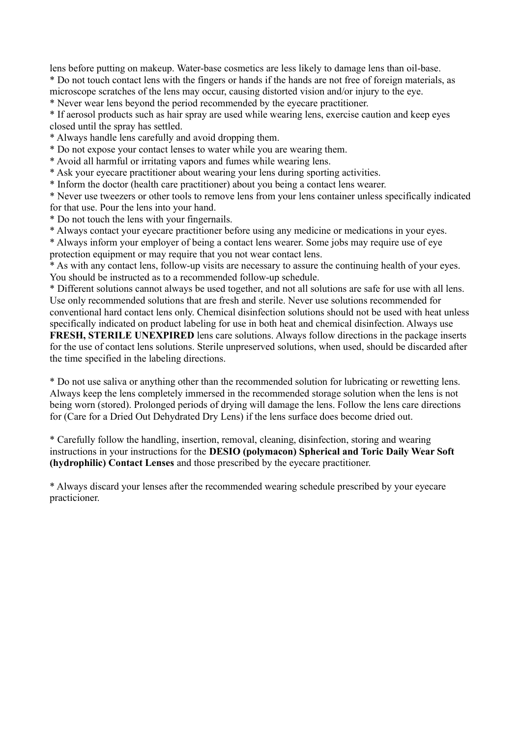lens before putting on makeup. Water-base cosmetics are less likely to damage lens than oil-base.

* Do not touch contact lens with the fingers or hands if the hands are not free of foreign materials, as microscope scratches of the lens may occur, causing distorted vision and/or injury to the eye.
* Never wear lens beyond the period recommended by the eyecare practitioner.
* If aerosol products such as hair spray are used while wearing lens, exercise caution and keep eyes closed until the spray has settled.
* Always handle lens carefully and avoid dropping them.
* Do not expose your contact lenses to water while you are wearing them.
* Avoid all harmful or irritating vapors and fumes while wearing lens.
* Ask your eyecare practitioner about wearing your lens during sporting activities.
* Inform the doctor (health care practitioner) about you being a contact lens wearer.
* Never use tweezers or other tools to remove lens from your lens container unless specifically indicated for that use. Pour the lens into your hand.
* Do not touch the lens with your fingernails.
* Always contact your eyecare practitioner before using any medicine or medications in your eyes.
* Always inform your employer of being a contact lens wearer. Some jobs may require use of eye protection equipment or may require that you not wear contact lens.
* As with any contact lens, follow-up visits are necessary to assure the continuing health of your eyes. You should be instructed as to a recommended follow-up schedule.
* Different solutions cannot always be used together, and not all solutions are safe for use with all lens. Use only recommended solutions that are fresh and sterile. Never use solutions recommended for conventional hard contact lens only. Chemical disinfection solutions should not be used with heat unless specifically indicated on product labeling for use in both heat and chemical disinfection. Always use **FRESH, STERILE UNEXPIRED** lens care solutions. Always follow directions in the package inserts for the use of contact lens solutions. Sterile unpreserved solutions, when used, should be discarded after the time specified in the labeling directions.

* Do not use saliva or anything other than the recommended solution for lubricating or rewetting lens. Always keep the lens completely immersed in the recommended storage solution when the lens is not being worn (stored). Prolonged periods of drying will damage the lens. Follow the lens care directions for (Care for a Dried Out Dehydrated Dry Lens) if the lens surface does become dried out.

* Carefully follow the handling, insertion, removal, cleaning, disinfection, storing and wearing instructions in your instructions for the **DESIO (polymacon) Spherical and Toric Daily Wear Soft (hydrophilic) Contact Lenses** and those prescribed by the eyecare practitioner.

* Always discard your lenses after the recommended wearing schedule prescribed by your eyecare practicioner.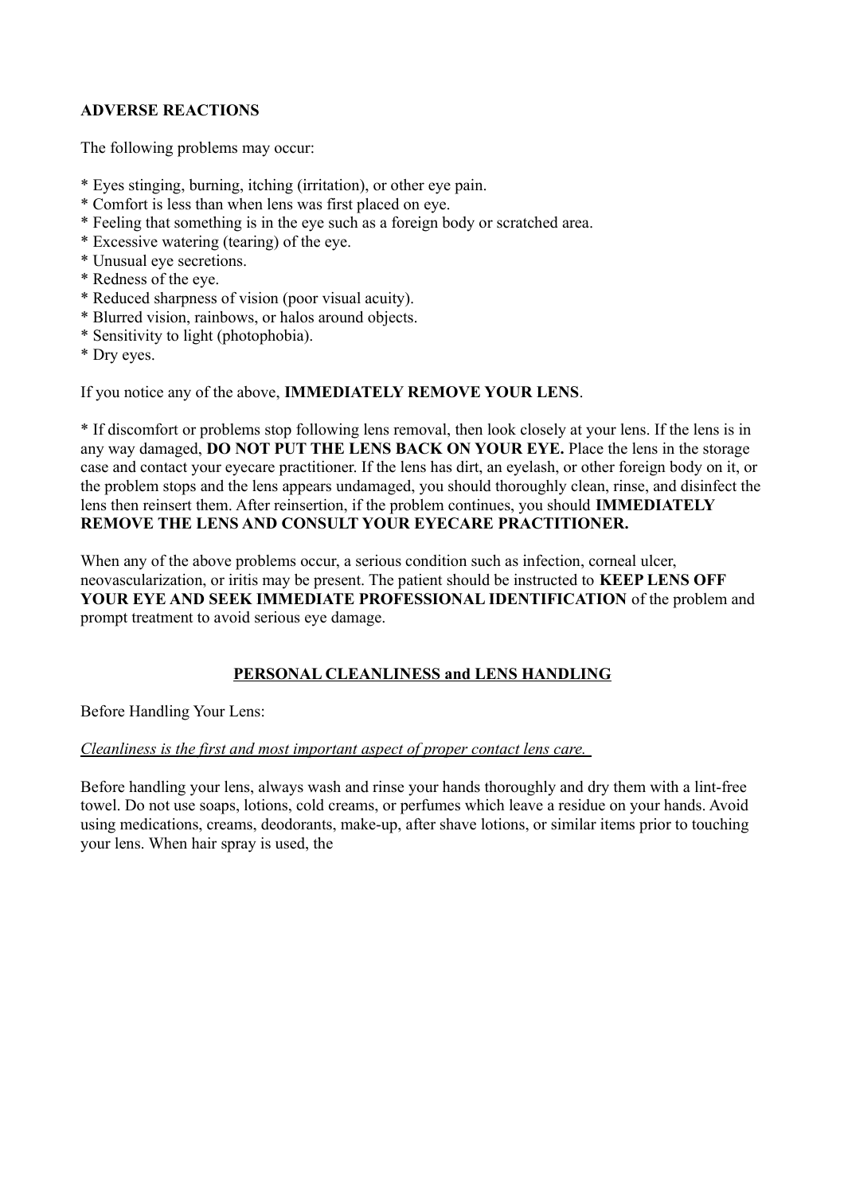**ADVERSE REACTIONS**

The following problems may occur:

* Eyes stinging, burning, itching (irritation), or other eye pain.
* Comfort is less than when lens was first placed on eye.
* Feeling that something is in the eye such as a foreign body or scratched area.
* Excessive watering (tearing) of the eye.
* Unusual eye secretions.
* Redness of the eye.
* Reduced sharpness of vision (poor visual acuity).
* Blurred vision, rainbows, or halos around objects.
* Sensitivity to light (photophobia).
* Dry eyes.

If you notice any of the above, **IMMEDIATELY REMOVE YOUR LENS**.

* If discomfort or problems stop following lens removal, then look closely at your lens. If the lens is in any way damaged, **DO NOT PUT THE LENS BACK ON YOUR EYE.** Place the lens in the storage case and contact your eyecare practitioner. If the lens has dirt, an eyelash, or other foreign body on it, or the problem stops and the lens appears undamaged, you should thoroughly clean, rinse, and disinfect the lens then reinsert them. After reinsertion, if the problem continues, you should **IMMEDIATELY REMOVE THE LENS AND CONSULT YOUR EYECARE PRACTITIONER.**

When any of the above problems occur, a serious condition such as infection, corneal ulcer, neovascularization, or iritis may be present. The patient should be instructed to **KEEP LENS OFF YOUR EYE AND SEEK IMMEDIATE PROFESSIONAL IDENTIFICATION** of the problem and prompt treatment to avoid serious eye damage.

**PERSONAL CLEANLINESS and LENS HANDLING**

Before Handling Your Lens:

*Cleanliness is the first and most important aspect of proper contact lens care.*

Before handling your lens, always wash and rinse your hands thoroughly and dry them with a lint-free towel. Do not use soaps, lotions, cold creams, or perfumes which leave a residue on your hands. Avoid using medications, creams, deodorants, make-up, after shave lotions, or similar items prior to touching your lens. When hair spray is used, the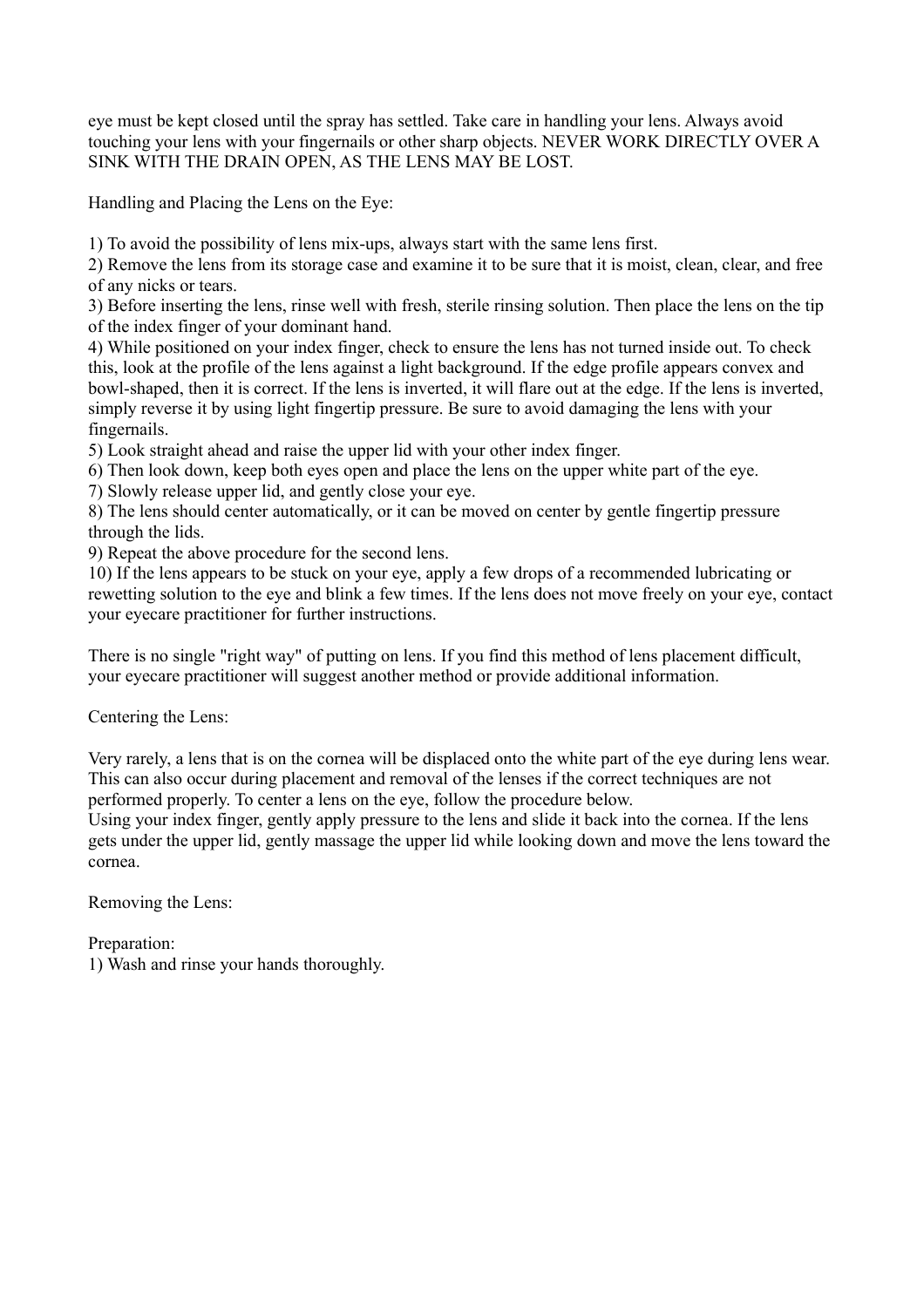eye must be kept closed until the spray has settled. Take care in handling your lens. Always avoid touching your lens with your fingernails or other sharp objects. NEVER WORK DIRECTLY OVER A SINK WITH THE DRAIN OPEN, AS THE LENS MAY BE LOST.

Handling and Placing the Lens on the Eye:

1) To avoid the possibility of lens mix-ups, always start with the same lens first.
2) Remove the lens from its storage case and examine it to be sure that it is moist, clean, clear, and free of any nicks or tears.
3) Before inserting the lens, rinse well with fresh, sterile rinsing solution. Then place the lens on the tip of the index finger of your dominant hand.
4) While positioned on your index finger, check to ensure the lens has not turned inside out. To check this, look at the profile of the lens against a light background. If the edge profile appears convex and bowl-shaped, then it is correct. If the lens is inverted, it will flare out at the edge. If the lens is inverted, simply reverse it by using light fingertip pressure. Be sure to avoid damaging the lens with your fingernails.
5) Look straight ahead and raise the upper lid with your other index finger.
6) Then look down, keep both eyes open and place the lens on the upper white part of the eye.
7) Slowly release upper lid, and gently close your eye.
8) The lens should center automatically, or it can be moved on center by gentle fingertip pressure through the lids.
9) Repeat the above procedure for the second lens.
10) If the lens appears to be stuck on your eye, apply a few drops of a recommended lubricating or rewetting solution to the eye and blink a few times. If the lens does not move freely on your eye, contact your eyecare practitioner for further instructions.

There is no single "right way" of putting on lens. If you find this method of lens placement difficult, your eyecare practitioner will suggest another method or provide additional information.

Centering the Lens:

Very rarely, a lens that is on the cornea will be displaced onto the white part of the eye during lens wear. This can also occur during placement and removal of the lenses if the correct techniques are not performed properly. To center a lens on the eye, follow the procedure below.
Using your index finger, gently apply pressure to the lens and slide it back into the cornea. If the lens gets under the upper lid, gently massage the upper lid while looking down and move the lens toward the cornea.

Removing the Lens:

Preparation:
1) Wash and rinse your hands thoroughly.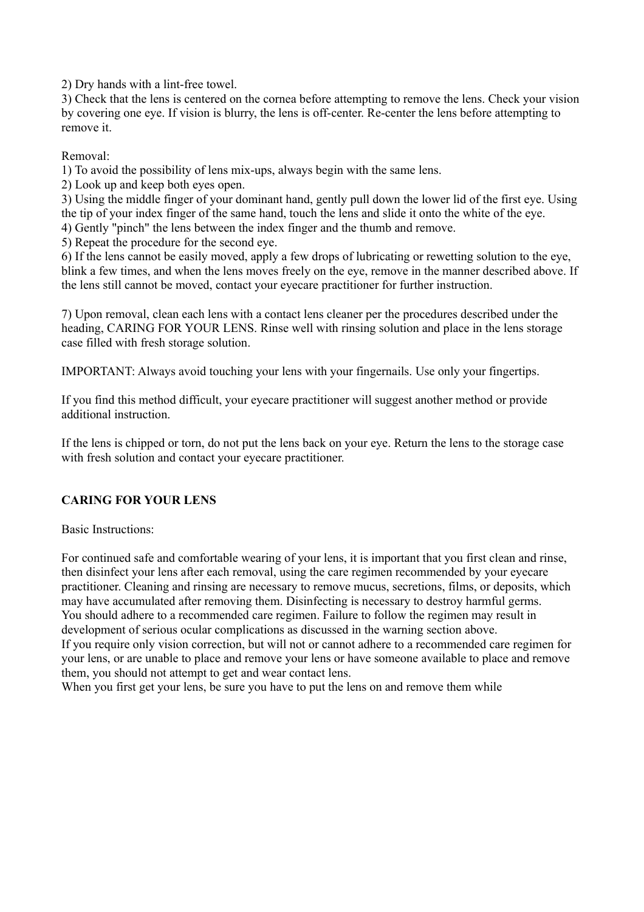2) Dry hands with a lint-free towel.

3) Check that the lens is centered on the cornea before attempting to remove the lens. Check your vision by covering one eye. If vision is blurry, the lens is off-center. Re-center the lens before attempting to remove it.

Removal:

1) To avoid the possibility of lens mix-ups, always begin with the same lens.

2) Look up and keep both eyes open.

3) Using the middle finger of your dominant hand, gently pull down the lower lid of the first eye. Using the tip of your index finger of the same hand, touch the lens and slide it onto the white of the eye.

4) Gently "pinch" the lens between the index finger and the thumb and remove.

5) Repeat the procedure for the second eye.

6) If the lens cannot be easily moved, apply a few drops of lubricating or rewetting solution to the eye, blink a few times, and when the lens moves freely on the eye, remove in the manner described above. If the lens still cannot be moved, contact your eyecare practitioner for further instruction.

7) Upon removal, clean each lens with a contact lens cleaner per the procedures described under the heading, CARING FOR YOUR LENS. Rinse well with rinsing solution and place in the lens storage case filled with fresh storage solution.

IMPORTANT: Always avoid touching your lens with your fingernails. Use only your fingertips.

If you find this method difficult, your eyecare practitioner will suggest another method or provide additional instruction.

If the lens is chipped or torn, do not put the lens back on your eye. Return the lens to the storage case with fresh solution and contact your eyecare practitioner.

**CARING FOR YOUR LENS**

Basic Instructions:

For continued safe and comfortable wearing of your lens, it is important that you first clean and rinse, then disinfect your lens after each removal, using the care regimen recommended by your eyecare practitioner. Cleaning and rinsing are necessary to remove mucus, secretions, films, or deposits, which may have accumulated after removing them. Disinfecting is necessary to destroy harmful germs.
You should adhere to a recommended care regimen. Failure to follow the regimen may result in development of serious ocular complications as discussed in the warning section above.
If you require only vision correction, but will not or cannot adhere to a recommended care regimen for your lens, or are unable to place and remove your lens or have someone available to place and remove them, you should not attempt to get and wear contact lens.
When you first get your lens, be sure you have to put the lens on and remove them while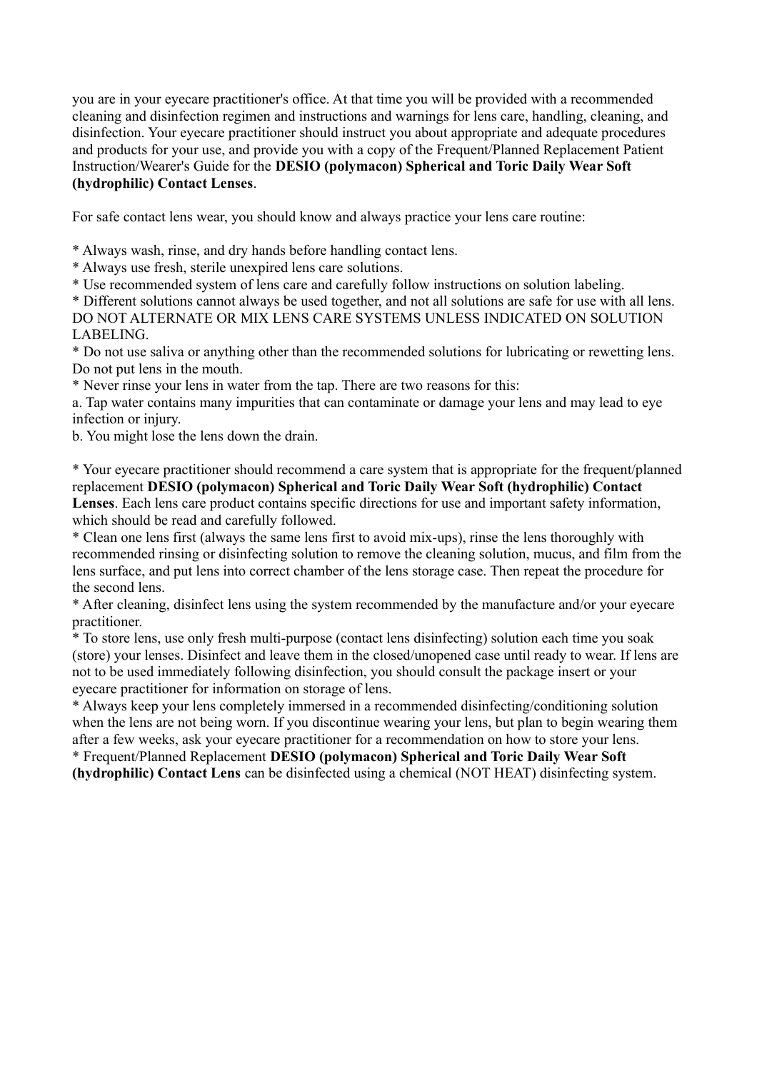you are in your eyecare practitioner's office. At that time you will be provided with a recommended cleaning and disinfection regimen and instructions and warnings for lens care, handling, cleaning, and disinfection. Your eyecare practitioner should instruct you about appropriate and adequate procedures and products for your use, and provide you with a copy of the Frequent/Planned Replacement Patient Instruction/Wearer's Guide for the **DESIO (polymacon) Spherical and Toric Daily Wear Soft (hydrophilic) Contact Lenses**.

For safe contact lens wear, you should know and always practice your lens care routine:

* Always wash, rinse, and dry hands before handling contact lens.
* Always use fresh, sterile unexpired lens care solutions.
* Use recommended system of lens care and carefully follow instructions on solution labeling.
* Different solutions cannot always be used together, and not all solutions are safe for use with all lens. DO NOT ALTERNATE OR MIX LENS CARE SYSTEMS UNLESS INDICATED ON SOLUTION LABELING.
* Do not use saliva or anything other than the recommended solutions for lubricating or rewetting lens. Do not put lens in the mouth.
* Never rinse your lens in water from the tap. There are two reasons for this:

a. Tap water contains many impurities that can contaminate or damage your lens and may lead to eye infection or injury.
b. You might lose the lens down the drain.

* Your eyecare practitioner should recommend a care system that is appropriate for the frequent/planned replacement **DESIO (polymacon) Spherical and Toric Daily Wear Soft (hydrophilic) Contact Lenses**. Each lens care product contains specific directions for use and important safety information, which should be read and carefully followed.
* Clean one lens first (always the same lens first to avoid mix-ups), rinse the lens thoroughly with recommended rinsing or disinfecting solution to remove the cleaning solution, mucus, and film from the lens surface, and put lens into correct chamber of the lens storage case. Then repeat the procedure for the second lens.
* After cleaning, disinfect lens using the system recommended by the manufacture and/or your eyecare practitioner.
* To store lens, use only fresh multi-purpose (contact lens disinfecting) solution each time you soak (store) your lenses. Disinfect and leave them in the closed/unopened case until ready to wear. If lens are not to be used immediately following disinfection, you should consult the package insert or your eyecare practitioner for information on storage of lens.
* Always keep your lens completely immersed in a recommended disinfecting/conditioning solution when the lens are not being worn. If you discontinue wearing your lens, but plan to begin wearing them after a few weeks, ask your eyecare practitioner for a recommendation on how to store your lens.
* Frequent/Planned Replacement **DESIO (polymacon) Spherical and Toric Daily Wear Soft (hydrophilic) Contact Lens** can be disinfected using a chemical (NOT HEAT) disinfecting system.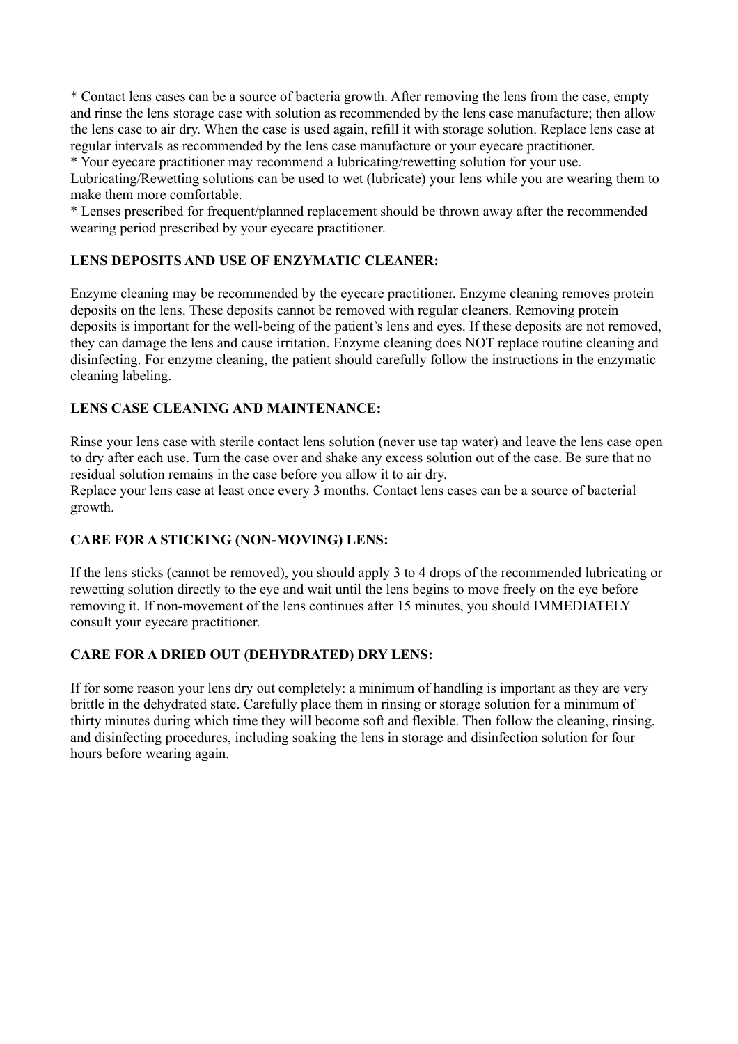* Contact lens cases can be a source of bacteria growth. After removing the lens from the case, empty and rinse the lens storage case with solution as recommended by the lens case manufacture; then allow the lens case to air dry. When the case is used again, refill it with storage solution. Replace lens case at regular intervals as recommended by the lens case manufacture or your eyecare practitioner.

* Your eyecare practitioner may recommend a lubricating/rewetting solution for your use. Lubricating/Rewetting solutions can be used to wet (lubricate) your lens while you are wearing them to make them more comfortable.

* Lenses prescribed for frequent/planned replacement should be thrown away after the recommended wearing period prescribed by your eyecare practitioner.

**LENS DEPOSITS AND USE OF ENZYMATIC CLEANER:**

Enzyme cleaning may be recommended by the eyecare practitioner. Enzyme cleaning removes protein deposits on the lens. These deposits cannot be removed with regular cleaners. Removing protein deposits is important for the well-being of the patient's lens and eyes. If these deposits are not removed, they can damage the lens and cause irritation. Enzyme cleaning does NOT replace routine cleaning and disinfecting. For enzyme cleaning, the patient should carefully follow the instructions in the enzymatic cleaning labeling.

**LENS CASE CLEANING AND MAINTENANCE:**

Rinse your lens case with sterile contact lens solution (never use tap water) and leave the lens case open to dry after each use. Turn the case over and shake any excess solution out of the case. Be sure that no residual solution remains in the case before you allow it to air dry.

Replace your lens case at least once every 3 months. Contact lens cases can be a source of bacterial growth.

**CARE FOR A STICKING (NON-MOVING) LENS:**

If the lens sticks (cannot be removed), you should apply 3 to 4 drops of the recommended lubricating or rewetting solution directly to the eye and wait until the lens begins to move freely on the eye before removing it. If non-movement of the lens continues after 15 minutes, you should IMMEDIATELY consult your eyecare practitioner.

**CARE FOR A DRIED OUT (DEHYDRATED) DRY LENS:**

If for some reason your lens dry out completely: a minimum of handling is important as they are very brittle in the dehydrated state. Carefully place them in rinsing or storage solution for a minimum of thirty minutes during which time they will become soft and flexible. Then follow the cleaning, rinsing, and disinfecting procedures, including soaking the lens in storage and disinfection solution for four hours before wearing again.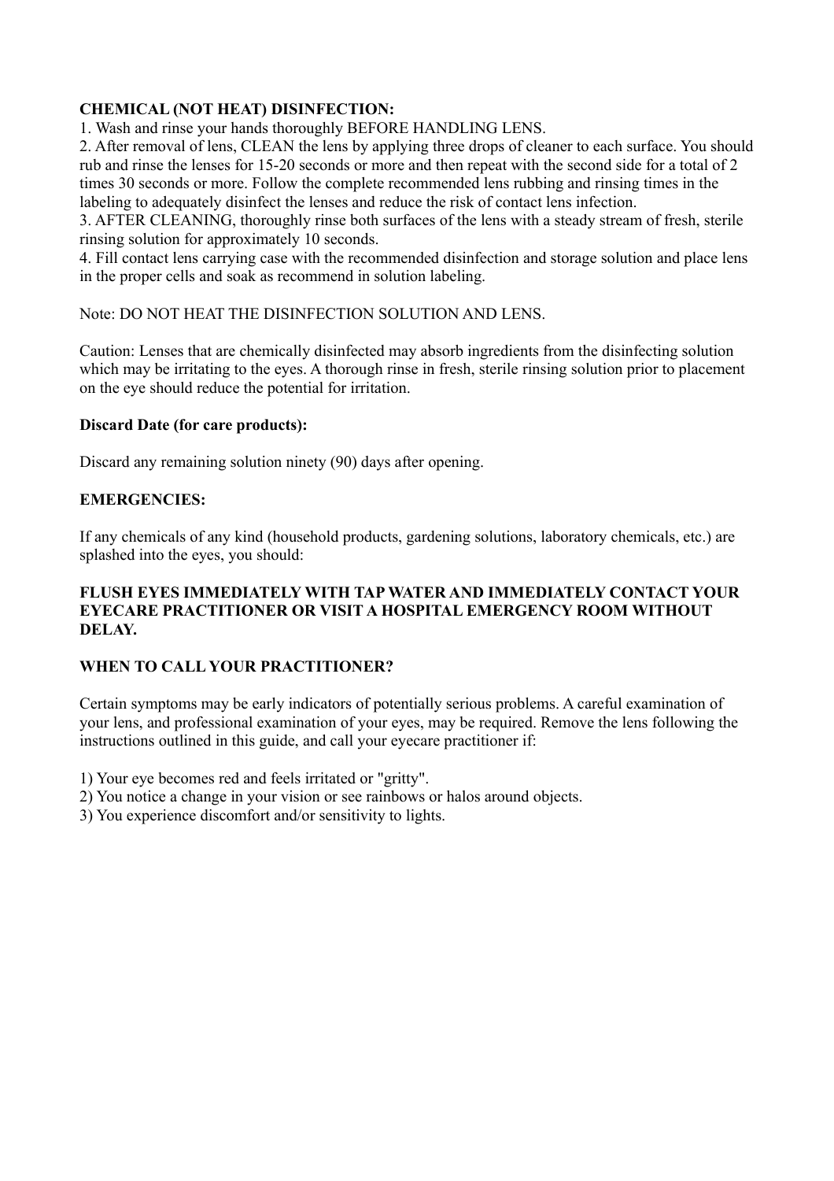**CHEMICAL (NOT HEAT) DISINFECTION:**

1. Wash and rinse your hands thoroughly BEFORE HANDLING LENS.
2. After removal of lens, CLEAN the lens by applying three drops of cleaner to each surface. You should rub and rinse the lenses for 15-20 seconds or more and then repeat with the second side for a total of 2 times 30 seconds or more. Follow the complete recommended lens rubbing and rinsing times in the labeling to adequately disinfect the lenses and reduce the risk of contact lens infection.
3. AFTER CLEANING, thoroughly rinse both surfaces of the lens with a steady stream of fresh, sterile rinsing solution for approximately 10 seconds.
4. Fill contact lens carrying case with the recommended disinfection and storage solution and place lens in the proper cells and soak as recommend in solution labeling.

Note: DO NOT HEAT THE DISINFECTION SOLUTION AND LENS.

Caution: Lenses that are chemically disinfected may absorb ingredients from the disinfecting solution which may be irritating to the eyes. A thorough rinse in fresh, sterile rinsing solution prior to placement on the eye should reduce the potential for irritation.

**Discard Date (for care products):**

Discard any remaining solution ninety (90) days after opening.

**EMERGENCIES:**

If any chemicals of any kind (household products, gardening solutions, laboratory chemicals, etc.) are splashed into the eyes, you should:

**FLUSH EYES IMMEDIATELY WITH TAP WATER AND IMMEDIATELY CONTACT YOUR EYECARE PRACTITIONER OR VISIT A HOSPITAL EMERGENCY ROOM WITHOUT DELAY.**

**WHEN TO CALL YOUR PRACTITIONER?**

Certain symptoms may be early indicators of potentially serious problems. A careful examination of your lens, and professional examination of your eyes, may be required. Remove the lens following the instructions outlined in this guide, and call your eyecare practitioner if:

1) Your eye becomes red and feels irritated or "gritty".
2) You notice a change in your vision or see rainbows or halos around objects.
3) You experience discomfort and/or sensitivity to lights.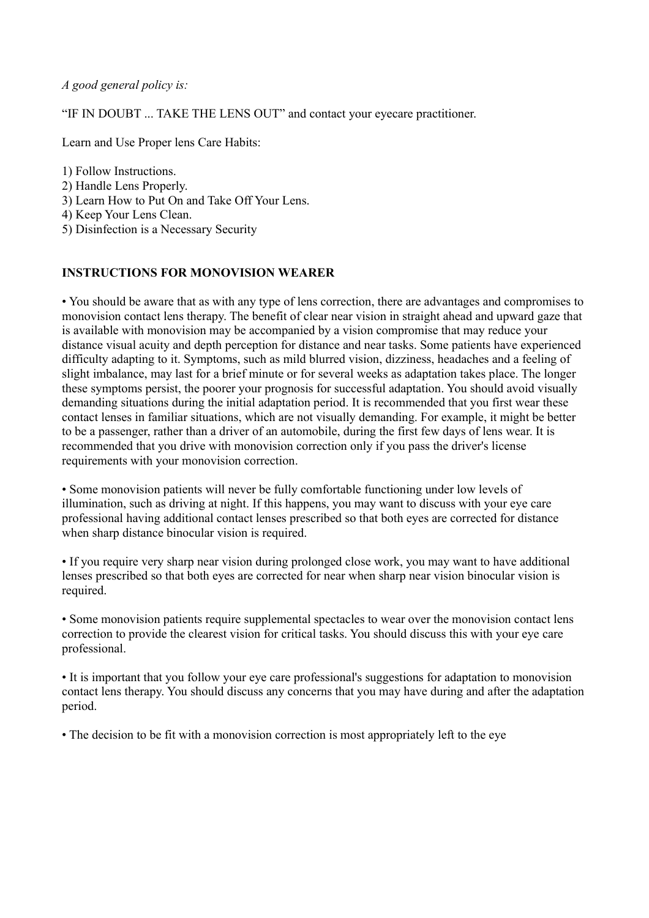*A good general policy is:*

"IF IN DOUBT ... TAKE THE LENS OUT" and contact your eyecare practitioner.

Learn and Use Proper lens Care Habits:

1) Follow Instructions.
2) Handle Lens Properly.
3) Learn How to Put On and Take Off Your Lens.
4) Keep Your Lens Clean.
5) Disinfection is a Necessary Security

**INSTRUCTIONS FOR MONOVISION WEARER**

• You should be aware that as with any type of lens correction, there are advantages and compromises to monovision contact lens therapy. The benefit of clear near vision in straight ahead and upward gaze that is available with monovision may be accompanied by a vision compromise that may reduce your distance visual acuity and depth perception for distance and near tasks. Some patients have experienced difficulty adapting to it. Symptoms, such as mild blurred vision, dizziness, headaches and a feeling of slight imbalance, may last for a brief minute or for several weeks as adaptation takes place. The longer these symptoms persist, the poorer your prognosis for successful adaptation. You should avoid visually demanding situations during the initial adaptation period. It is recommended that you first wear these contact lenses in familiar situations, which are not visually demanding. For example, it might be better to be a passenger, rather than a driver of an automobile, during the first few days of lens wear. It is recommended that you drive with monovision correction only if you pass the driver's license requirements with your monovision correction.

• Some monovision patients will never be fully comfortable functioning under low levels of illumination, such as driving at night. If this happens, you may want to discuss with your eye care professional having additional contact lenses prescribed so that both eyes are corrected for distance when sharp distance binocular vision is required.

• If you require very sharp near vision during prolonged close work, you may want to have additional lenses prescribed so that both eyes are corrected for near when sharp near vision binocular vision is required.

• Some monovision patients require supplemental spectacles to wear over the monovision contact lens correction to provide the clearest vision for critical tasks. You should discuss this with your eye care professional.

• It is important that you follow your eye care professional's suggestions for adaptation to monovision contact lens therapy. You should discuss any concerns that you may have during and after the adaptation period.

• The decision to be fit with a monovision correction is most appropriately left to the eye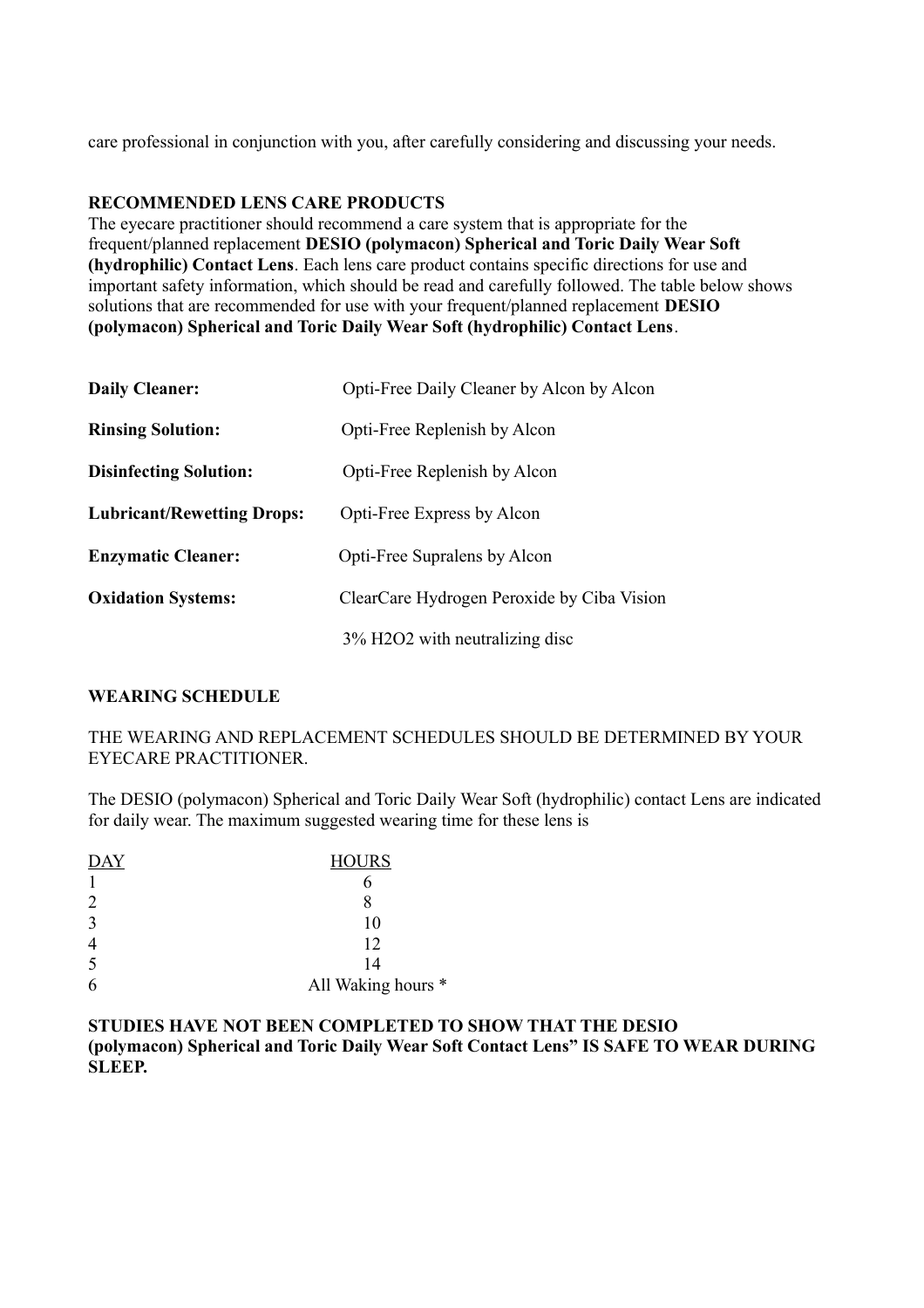care professional in conjunction with you, after carefully considering and discussing your needs.

**RECOMMENDED LENS CARE PRODUCTS**

The eyecare practitioner should recommend a care system that is appropriate for the frequent/planned replacement **DESIO (polymacon) Spherical and Toric Daily Wear Soft (hydrophilic) Contact Lens**. Each lens care product contains specific directions for use and important safety information, which should be read and carefully followed. The table below shows solutions that are recommended for use with your frequent/planned replacement **DESIO (polymacon) Spherical and Toric Daily Wear Soft (hydrophilic) Contact Lens**.

| | |
|---|---|
| **Daily Cleaner:** | Opti-Free Daily Cleaner by Alcon by Alcon |
| **Rinsing Solution:** | Opti-Free Replenish by Alcon |
| **Disinfecting Solution:** | Opti-Free Replenish by Alcon |
| **Lubricant/Rewetting Drops:** | Opti-Free Express by Alcon |
| **Enzymatic Cleaner:** | Opti-Free Supralens by Alcon |
| **Oxidation Systems:** | ClearCare Hydrogen Peroxide by Ciba Vision |
| | 3% $H_2O_2$ with neutralizing disc |

**WEARING SCHEDULE**

THE WEARING AND REPLACEMENT SCHEDULES SHOULD BE DETERMINED BY YOUR EYECARE PRACTITIONER.

The DESIO (polymacon) Spherical and Toric Daily Wear Soft (hydrophilic) contact Lens are indicated for daily wear. The maximum suggested wearing time for these lens is

| DAY | HOURS |
|---|---|
| 1 | 6 |
| 2 | 8 |
| 3 | 10 |
| 4 | 12 |
| 5 | 14 |
| 6 | All Waking hours * |

**STUDIES HAVE NOT BEEN COMPLETED TO SHOW THAT THE DESIO (polymacon) Spherical and Toric Daily Wear Soft Contact Lens" IS SAFE TO WEAR DURING SLEEP.**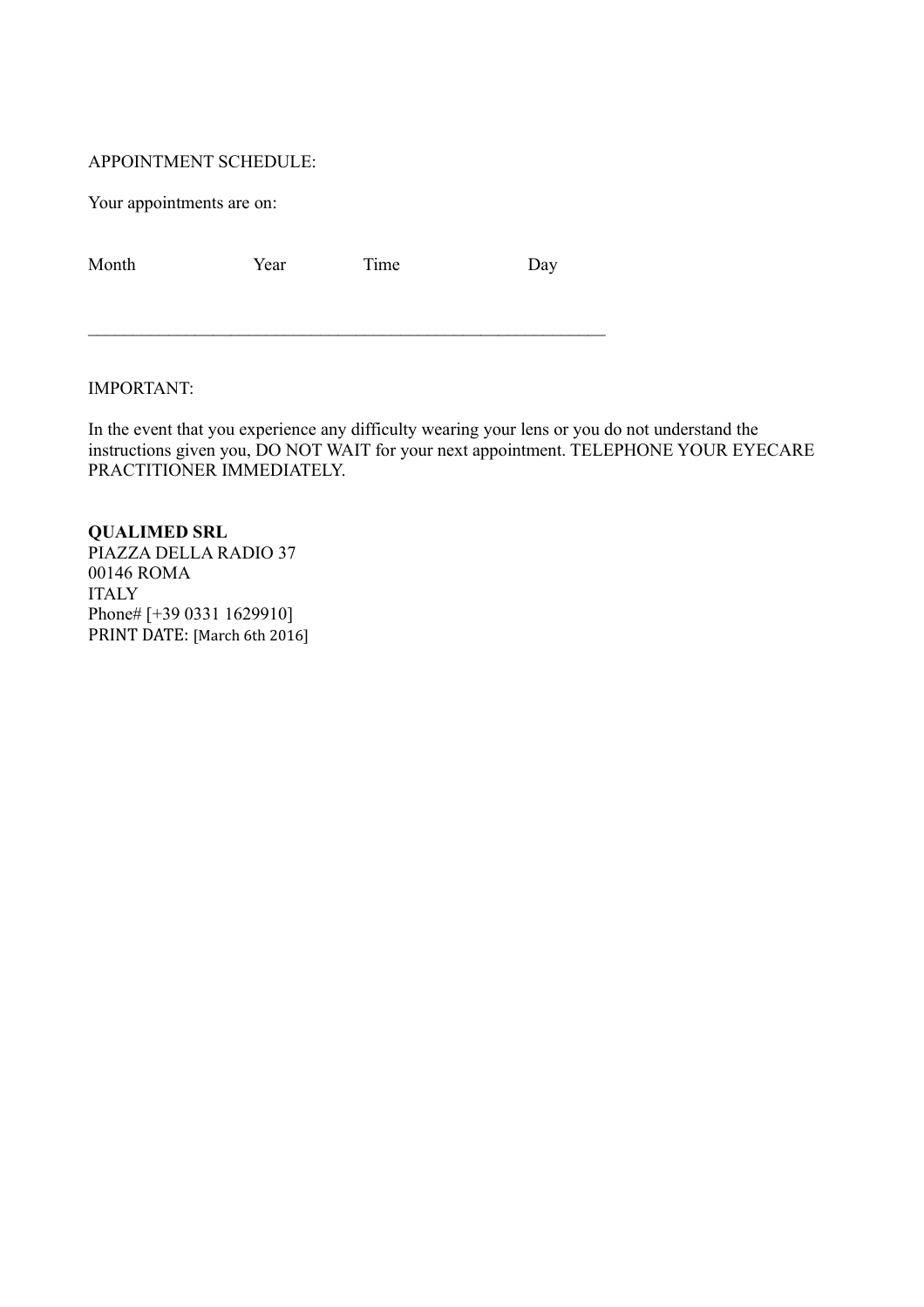APPOINTMENT SCHEDULE:

Your appointments are on:

| Month | Year | Time | Day |
| --- | --- | --- | --- |
| | | | |

______________________________________________________________

IMPORTANT:

In the event that you experience any difficulty wearing your lens or you do not understand the instructions given you, DO NOT WAIT for your next appointment. TELEPHONE YOUR EYECARE PRACTITIONER IMMEDIATELY.

**QUALIMED SRL**
PIAZZA DELLA RADIO 37
00146 ROMA
ITALY
Phone# [+39 0331 1629910]
PRINT DATE: [March 6th 2016]